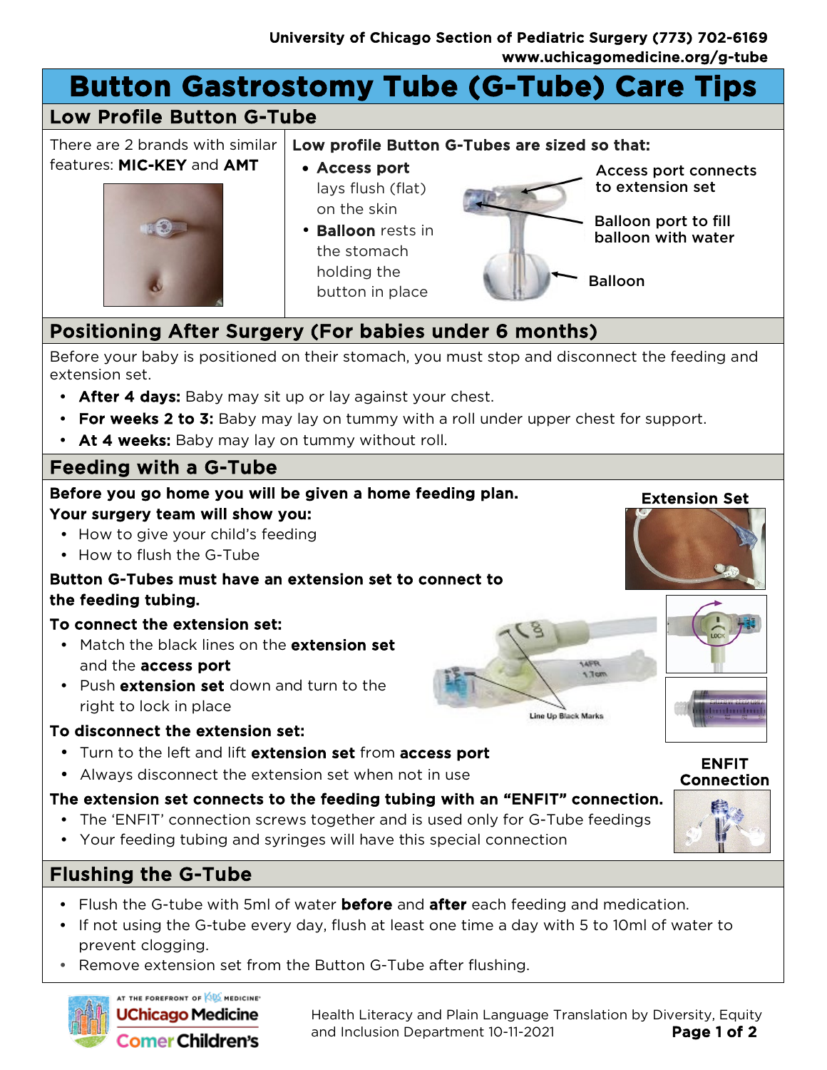# Button Gastrostomy Tube (G-Tube) Care Tips

## Low Profile Button G-Tube

There are 2 brands with similar features: **MIC-KEY** and **AMT**

**Low profile Button G-Tubes are sized so that:**

- **Access port** lays flush (flat) on the skin
- **Balloon** rests in the stomach holding the button in place

Access port connects to extension set

Balloon port to fill balloon with water

Balloon

## Positioning After Surgery (For babies under 6 months)

Before your baby is positioned on their stomach, you must stop and disconnect the feeding and extension set.

- **After 4 days:** Baby may sit up or lay against your chest.
- **For weeks 2 to 3:** Baby may lay on tummy with a roll under upper chest for support.
- **At 4 weeks:** Baby may lay on tummy without roll.

## Feeding with a G-Tube

**Before you go home you will be given a home feeding plan.**
**Your surgery team will show you:**

- How to give your child's feeding
- How to flush the G-Tube

Extension Set

**Button G-Tubes must have an extension set to connect to the feeding tubing.**

**To connect the extension set:**

- Match the black lines on the **extension set** and the **access port**
- Push **extension set** down and turn to the right to lock in place

Line Up Black Marks

**To disconnect the extension set:**

- Turn to the left and lift **extension set** from **access port**
- Always disconnect the extension set when not in use

**The extension set connects to the feeding tubing with an "ENFIT" connection.**

- The 'ENFIT' connection screws together and is used only for G-Tube feedings
- Your feeding tubing and syringes will have this special connection

ENFIT Connection

## Flushing the G-Tube

- Flush the G-tube with 5ml of water **before** and **after** each feeding and medication.
- If not using the G-tube every day, flush at least one time a day with 5 to 10ml of water to prevent clogging.
- Remove extension set from the Button G-Tube after flushing.

Health Literacy and Plain Language Translation by Diversity, Equity and Inclusion Department 10-11-2021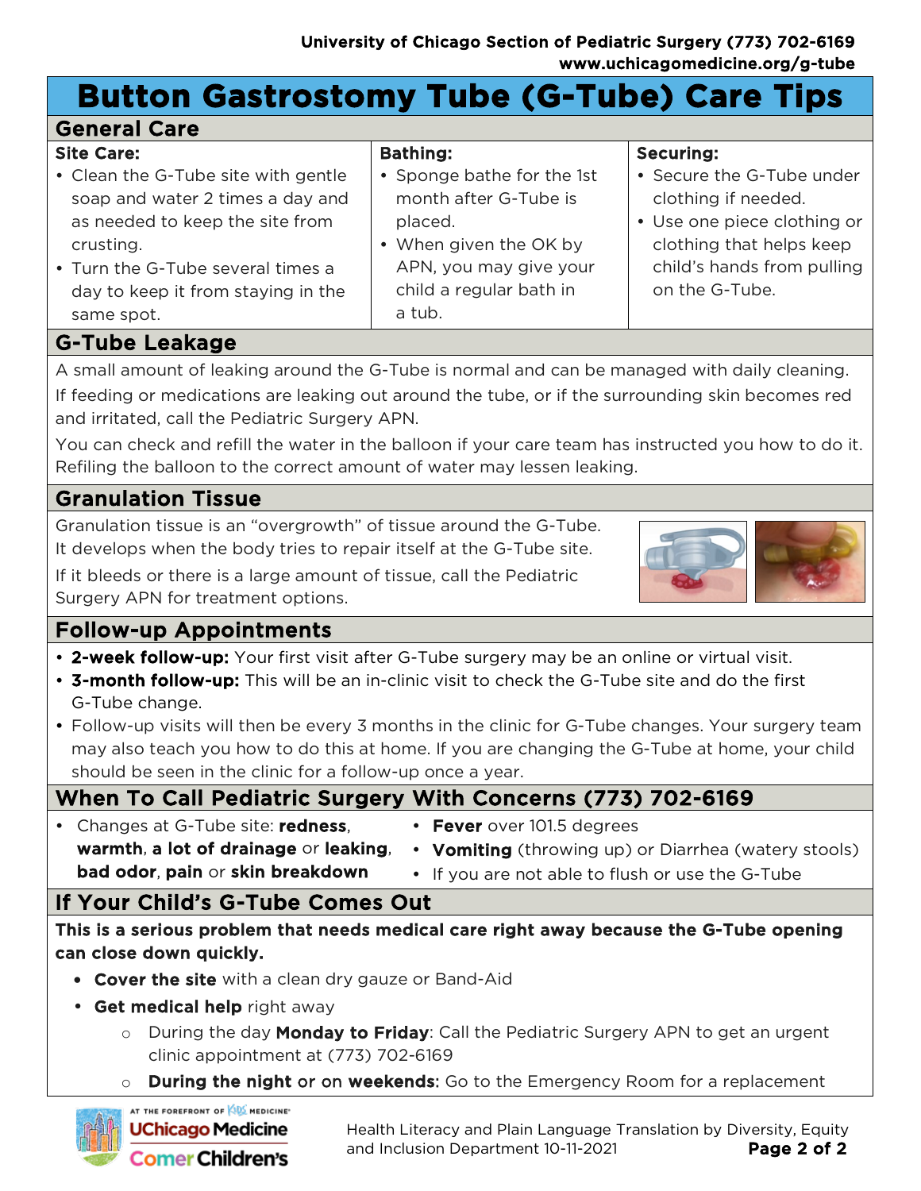University of Chicago Section of Pediatric Surgery (773) 702-6169
www.uchicagomedicine.org/g-tube

# Button Gastrostomy Tube (G-Tube) Care Tips

## General Care

### Site Care:

- Clean the G-Tube site with gentle soap and water 2 times a day and as needed to keep the site from crusting.
- Turn the G-Tube several times a day to keep it from staying in the same spot.

### Bathing:

- Sponge bathe for the 1st month after G-Tube is placed.
- When given the OK by APN, you may give your child a regular bath in a tub.

### Securing:

- Secure the G-Tube under clothing if needed.
- Use one piece clothing or clothing that helps keep child's hands from pulling on the G-Tube.

## G-Tube Leakage

A small amount of leaking around the G-Tube is normal and can be managed with daily cleaning.

If feeding or medications are leaking out around the tube, or if the surrounding skin becomes red and irritated, call the Pediatric Surgery APN.

You can check and refill the water in the balloon if your care team has instructed you how to do it. Refiling the balloon to the correct amount of water may lessen leaking.

## Granulation Tissue

Granulation tissue is an "overgrowth" of tissue around the G-Tube. It develops when the body tries to repair itself at the G-Tube site.

If it bleeds or there is a large amount of tissue, call the Pediatric Surgery APN for treatment options.

## Follow-up Appointments

- **2-week follow-up:** Your first visit after G-Tube surgery may be an online or virtual visit.
- **3-month follow-up:** This will be an in-clinic visit to check the G-Tube site and do the first G-Tube change.
- Follow-up visits will then be every 3 months in the clinic for G-Tube changes. Your surgery team may also teach you how to do this at home. If you are changing the G-Tube at home, your child should be seen in the clinic for a follow-up once a year.

## When To Call Pediatric Surgery With Concerns (773) 702-6169

- Changes at G-Tube site: **redness**, **warmth**, **a lot of drainage** or **leaking**, **bad odor**, **pain** or **skin breakdown**
- **Fever** over 101.5 degrees
- **Vomiting** (throwing up) or Diarrhea (watery stools)
- If you are not able to flush or use the G-Tube

## If Your Child's G-Tube Comes Out

**This is a serious problem that needs medical care right away because the G-Tube opening can close down quickly.**

- **Cover the site** with a clean dry gauze or Band-Aid
- **Get medical help** right away
  - During the day **Monday to Friday**: Call the Pediatric Surgery APN to get an urgent clinic appointment at (773) 702-6169
  - **During the night** or on **weekends**: Go to the Emergency Room for a replacement

AT THE FOREFRONT OF KIDS MEDICINE® UChicago Medicine Comer Children's

Health Literacy and Plain Language Translation by Diversity, Equity and Inclusion Department 10-11-2021